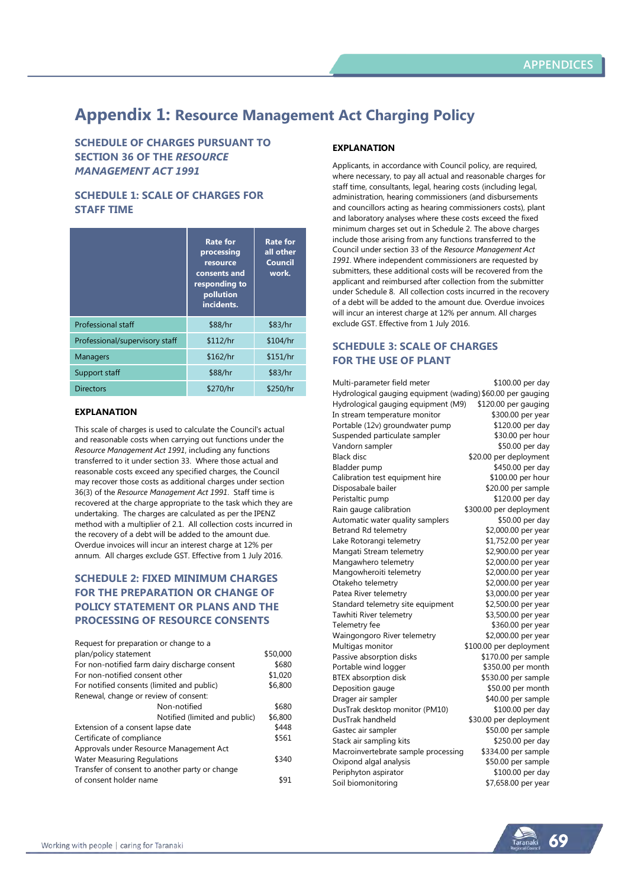# Appendix 1: Resource Management Act Charging Policy

## SCHEDULE OF CHARGES PURSUANT TO SECTION 36 OF THE *RESOURCE MANAGEMENT ACT 1991*

### SCHEDULE 1: SCALE OF CHARGES FOR STAFF TIME

| | Rate for processing resource consents and responding to pollution incidents. | Rate for all other Council work. |
|---|---|---|
| Professional staff | $88/hr | $83/hr |
| Professional/supervisory staff | $112/hr | $104/hr |
| Managers | $162/hr | $151/hr |
| Support staff | $88/hr | $83/hr |
| Directors | $270/hr | $250/hr |

#### EXPLANATION

This scale of charges is used to calculate the Council's actual and reasonable costs when carrying out functions under the *Resource Management Act 1991*, including any functions transferred to it under section 33. Where those actual and reasonable costs exceed any specified charges, the Council may recover those costs as additional charges under section 36(3) of the *Resource Management Act 1991*. Staff time is recovered at the charge appropriate to the task which they are undertaking. The charges are calculated as per the IPENZ method with a multiplier of 2.1. All collection costs incurred in the recovery of a debt will be added to the amount due. Overdue invoices will incur an interest charge at 12% per annum. All charges exclude GST. Effective from 1 July 2016.

### SCHEDULE 2: FIXED MINIMUM CHARGES FOR THE PREPARATION OR CHANGE OF POLICY STATEMENT OR PLANS AND THE PROCESSING OF RESOURCE CONSENTS

| Item | Charge |
|---|---|
| Request for preparation or change to a plan/policy statement | $50,000 |
| For non-notified farm dairy discharge consent | $680 |
| For non-notified consent other | $1,020 |
| For notified consents (limited and public) | $6,800 |
| Renewal, change or review of consent: | |
| Non-notified | $680 |
| Notified (limited and public) | $6,800 |
| Extension of a consent lapse date | $448 |
| Certificate of compliance | $561 |
| Approvals under Resource Management Act Water Measuring Regulations | $340 |
| Transfer of consent to another party or change of consent holder name | $91 |

#### EXPLANATION

Applicants, in accordance with Council policy, are required, where necessary, to pay all actual and reasonable charges for staff time, consultants, legal, hearing costs (including legal, administration, hearing commissioners (and disbursements and councillors acting as hearing commissioners costs), plant and laboratory analyses where these costs exceed the fixed minimum charges set out in Schedule 2. The above charges include those arising from any functions transferred to the Council under section 33 of the *Resource Management Act 1991*. Where independent commissioners are requested by submitters, these additional costs will be recovered from the applicant and reimbursed after collection from the submitter under Schedule 8. All collection costs incurred in the recovery of a debt will be added to the amount due. Overdue invoices will incur an interest charge at 12% per annum. All charges exclude GST. Effective from 1 July 2016.

### SCHEDULE 3: SCALE OF CHARGES FOR THE USE OF PLANT

| Item | Charge |
|---|---|
| Multi-parameter field meter | $100.00 per day |
| Hydrological gauging equipment (wading) | $60.00 per gauging |
| Hydrological gauging equipment (M9) | $120.00 per gauging |
| In stream temperature monitor | $300.00 per year |
| Portable (12v) groundwater pump | $120.00 per day |
| Suspended particulate sampler | $30.00 per hour |
| Vandorn sampler | $50.00 per day |
| Black disc | $20.00 per deployment |
| Bladder pump | $450.00 per day |
| Calibration test equipment hire | $100.00 per hour |
| Disposabale bailer | $20.00 per sample |
| Peristaltic pump | $120.00 per day |
| Rain gauge calibration | $300.00 per deployment |
| Automatic water quality samplers | $50.00 per day |
| Betrand Rd telemetry | $2,000.00 per year |
| Lake Rotorangi telemetry | $1,752.00 per year |
| Mangati Stream telemetry | $2,900.00 per year |
| Mangawhero telemetry | $2,000.00 per year |
| Mangowheroiti telemetry | $2,000.00 per year |
| Otakeho telemetry | $2,000.00 per year |
| Patea River telemetry | $3,000.00 per year |
| Standard telemetry site equipment | $2,500.00 per year |
| Tawhiti River telemetry | $3,500.00 per year |
| Telemetry fee | $360.00 per year |
| Waingongoro River telemetry | $2,000.00 per year |
| Multigas monitor | $100.00 per deployment |
| Passive absorption disks | $170.00 per sample |
| Portable wind logger | $350.00 per month |
| BTEX absorption disk | $530.00 per sample |
| Deposition gauge | $50.00 per month |
| Drager air sampler | $40.00 per sample |
| DusTrak desktop monitor (PM10) | $100.00 per day |
| DusTrak handheld | $30.00 per deployment |
| Gastec air sampler | $50.00 per sample |
| Stack air sampling kits | $250.00 per day |
| Macroinvertebrate sample processing | $334.00 per sample |
| Oxipond algal analysis | $50.00 per sample |
| Periphyton aspirator | $100.00 per day |
| Soil biomonitoring | $7,658.00 per year |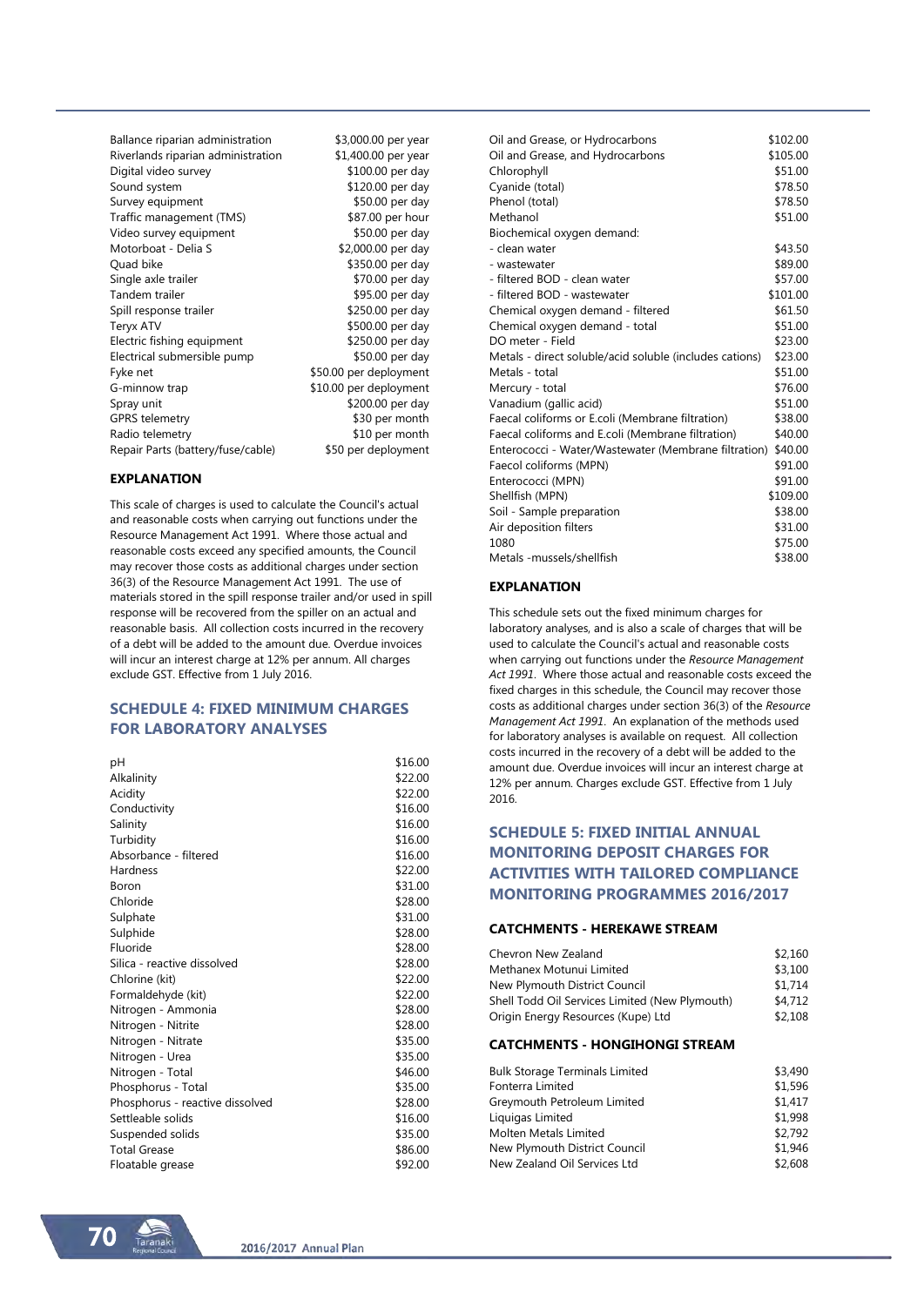| | |
|---|---|
| Ballance riparian administration | $3,000.00 per year |
| Riverlands riparian administration | $1,400.00 per year |
| Digital video survey | $100.00 per day |
| Sound system | $120.00 per day |
| Survey equipment | $50.00 per day |
| Traffic management (TMS) | $87.00 per hour |
| Video survey equipment | $50.00 per day |
| Motorboat - Delia S | $2,000.00 per day |
| Quad bike | $350.00 per day |
| Single axle trailer | $70.00 per day |
| Tandem trailer | $95.00 per day |
| Spill response trailer | $250.00 per day |
| Teryx ATV | $500.00 per day |
| Electric fishing equipment | $250.00 per day |
| Electrical submersible pump | $50.00 per day |
| Fyke net | $50.00 per deployment |
| G-minnow trap | $10.00 per deployment |
| Spray unit | $200.00 per day |
| GPRS telemetry | $30 per month |
| Radio telemetry | $10 per month |
| Repair Parts (battery/fuse/cable) | $50 per deployment |

#### EXPLANATION

This scale of charges is used to calculate the Council's actual and reasonable costs when carrying out functions under the Resource Management Act 1991. Where those actual and reasonable costs exceed any specified amounts, the Council may recover those costs as additional charges under section 36(3) of the Resource Management Act 1991. The use of materials stored in the spill response trailer and/or used in spill response will be recovered from the spiller on an actual and reasonable basis. All collection costs incurred in the recovery of a debt will be added to the amount due. Overdue invoices will incur an interest charge at 12% per annum. All charges exclude GST. Effective from 1 July 2016.

## SCHEDULE 4: FIXED MINIMUM CHARGES FOR LABORATORY ANALYSES

| | |
|---|---|
| pH | $16.00 |
| Alkalinity | $22.00 |
| Acidity | $22.00 |
| Conductivity | $16.00 |
| Salinity | $16.00 |
| Turbidity | $16.00 |
| Absorbance - filtered | $16.00 |
| Hardness | $22.00 |
| Boron | $31.00 |
| Chloride | $28.00 |
| Sulphate | $31.00 |
| Sulphide | $28.00 |
| Fluoride | $28.00 |
| Silica - reactive dissolved | $28.00 |
| Chlorine (kit) | $22.00 |
| Formaldehyde (kit) | $22.00 |
| Nitrogen - Ammonia | $28.00 |
| Nitrogen - Nitrite | $28.00 |
| Nitrogen - Nitrate | $35.00 |
| Nitrogen - Urea | $35.00 |
| Nitrogen - Total | $46.00 |
| Phosphorus - Total | $35.00 |
| Phosphorus - reactive dissolved | $28.00 |
| Settleable solids | $16.00 |
| Suspended solids | $35.00 |
| Total Grease | $86.00 |
| Floatable grease | $92.00 |
| Oil and Grease, or Hydrocarbons | $102.00 |
| Oil and Grease, and Hydrocarbons | $105.00 |
| Chlorophyll | $51.00 |
| Cyanide (total) | $78.50 |
| Phenol (total) | $78.50 |
| Methanol | $51.00 |
| Biochemical oxygen demand: | |
| - clean water | $43.50 |
| - wastewater | $89.00 |
| - filtered BOD - clean water | $57.00 |
| - filtered BOD - wastewater | $101.00 |
| Chemical oxygen demand - filtered | $61.50 |
| Chemical oxygen demand - total | $51.00 |
| DO meter - Field | $23.00 |
| Metals - direct soluble/acid soluble (includes cations) | $23.00 |
| Metals - total | $51.00 |
| Mercury - total | $76.00 |
| Vanadium (gallic acid) | $51.00 |
| Faecal coliforms or E.coli (Membrane filtration) | $38.00 |
| Faecal coliforms and E.coli (Membrane filtration) | $40.00 |
| Enterococci - Water/Wastewater (Membrane filtration) | $40.00 |
| Faecol coliforms (MPN) | $91.00 |
| Enterococci (MPN) | $91.00 |
| Shellfish (MPN) | $109.00 |
| Soil - Sample preparation | $38.00 |
| Air deposition filters | $31.00 |
| 1080 | $75.00 |
| Metals -mussels/shellfish | $38.00 |

#### EXPLANATION

This schedule sets out the fixed minimum charges for laboratory analyses, and is also a scale of charges that will be used to calculate the Council's actual and reasonable costs when carrying out functions under the *Resource Management Act 1991*. Where those actual and reasonable costs exceed the fixed charges in this schedule, the Council may recover those costs as additional charges under section 36(3) of the *Resource Management Act 1991*. An explanation of the methods used for laboratory analyses is available on request. All collection costs incurred in the recovery of a debt will be added to the amount due. Overdue invoices will incur an interest charge at 12% per annum. Charges exclude GST. Effective from 1 July 2016.

## SCHEDULE 5: FIXED INITIAL ANNUAL MONITORING DEPOSIT CHARGES FOR ACTIVITIES WITH TAILORED COMPLIANCE MONITORING PROGRAMMES 2016/2017

#### CATCHMENTS - HEREKAWE STREAM

| | |
|---|---|
| Chevron New Zealand | $2,160 |
| Methanex Motunui Limited | $3,100 |
| New Plymouth District Council | $1,714 |
| Shell Todd Oil Services Limited (New Plymouth) | $4,712 |
| Origin Energy Resources (Kupe) Ltd | $2,108 |

#### CATCHMENTS - HONGIHONGI STREAM

| | |
|---|---|
| Bulk Storage Terminals Limited | $3,490 |
| Fonterra Limited | $1,596 |
| Greymouth Petroleum Limited | $1,417 |
| Liquigas Limited | $1,998 |
| Molten Metals Limited | $2,792 |
| New Plymouth District Council | $1,946 |
| New Zealand Oil Services Ltd | $2,608 |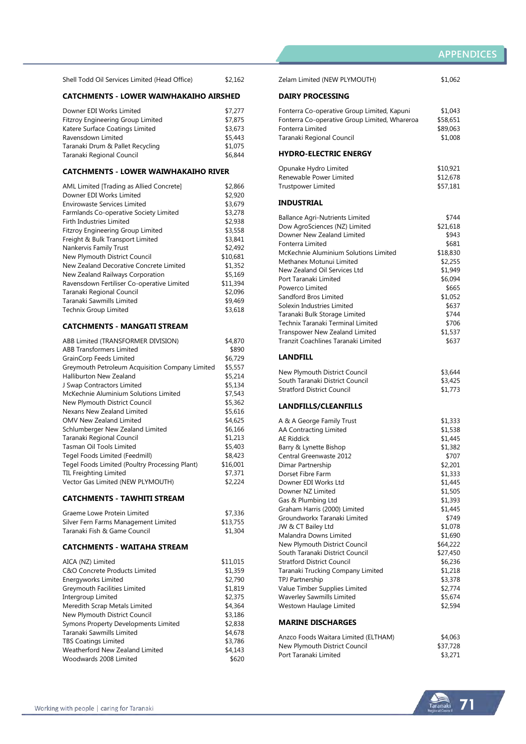| | |
|---|---|
| Shell Todd Oil Services Limited (Head Office) | $2,162 |

## CATCHMENTS - LOWER WAIWHAKAIHO AIRSHED

| | |
|---|---|
| Downer EDI Works Limited | $7,277 |
| Fitzroy Engineering Group Limited | $7,875 |
| Katere Surface Coatings Limited | $3,673 |
| Ravensdown Limited | $5,443 |
| Taranaki Drum & Pallet Recycling | $1,075 |
| Taranaki Regional Council | $6,844 |

## CATCHMENTS - LOWER WAIWHAKAIHO RIVER

| | |
|---|---|
| AML Limited [Trading as Allied Concrete] | $2,866 |
| Downer EDI Works Limited | $2,920 |
| Envirowaste Services Limited | $3,679 |
| Farmlands Co-operative Society Limited | $3,278 |
| Firth Industries Limited | $2,938 |
| Fitzroy Engineering Group Limited | $3,558 |
| Freight & Bulk Transport Limited | $3,841 |
| Nankervis Family Trust | $2,492 |
| New Plymouth District Council | $10,681 |
| New Zealand Decorative Concrete Limited | $1,352 |
| New Zealand Railways Corporation | $5,169 |
| Ravensdown Fertiliser Co-operative Limited | $11,394 |
| Taranaki Regional Council | $2,096 |
| Taranaki Sawmills Limited | $9,469 |
| Technix Group Limited | $3,618 |

## CATCHMENTS - MANGATI STREAM

| | |
|---|---|
| ABB Limited (TRANSFORMER DIVISION) | $4,870 |
| ABB Transformers Limited | $890 |
| GrainCorp Feeds Limited | $6,729 |
| Greymouth Petroleum Acquisition Company Limited | $5,557 |
| Halliburton New Zealand | $5,214 |
| J Swap Contractors Limited | $5,134 |
| McKechnie Aluminium Solutions Limited | $7,543 |
| New Plymouth District Council | $5,362 |
| Nexans New Zealand Limited | $5,616 |
| OMV New Zealand Limited | $4,625 |
| Schlumberger New Zealand Limited | $6,166 |
| Taranaki Regional Council | $1,213 |
| Tasman Oil Tools Limited | $5,403 |
| Tegel Foods Limited (Feedmill) | $8,423 |
| Tegel Foods Limited (Poultry Processing Plant) | $16,001 |
| TIL Freighting Limited | $7,371 |
| Vector Gas Limited (NEW PLYMOUTH) | $2,224 |

## CATCHMENTS - TAWHITI STREAM

| | |
|---|---|
| Graeme Lowe Protein Limited | $7,336 |
| Silver Fern Farms Management Limited | $13,755 |
| Taranaki Fish & Game Council | $1,304 |

## CATCHMENTS - WAITAHA STREAM

| | |
|---|---|
| AICA (NZ) Limited | $11,015 |
| C&O Concrete Products Limited | $1,359 |
| Energyworks Limited | $2,790 |
| Greymouth Facilities Limited | $1,819 |
| Intergroup Limited | $2,375 |
| Meredith Scrap Metals Limited | $4,364 |
| New Plymouth District Council | $3,186 |
| Symons Property Developments Limited | $2,838 |
| Taranaki Sawmills Limited | $4,678 |
| TBS Coatings Limited | $3,786 |
| Weatherford New Zealand Limited | $4,143 |
| Woodwards 2008 Limited | $620 |

| | |
|---|---|
| Zelam Limited (NEW PLYMOUTH) | $1,062 |

## DAIRY PROCESSING

| | |
|---|---|
| Fonterra Co-operative Group Limited, Kapuni | $1,043 |
| Fonterra Co-operative Group Limited, Whareroa | $58,651 |
| Fonterra Limited | $89,063 |
| Taranaki Regional Council | $1,008 |

## HYDRO-ELECTRIC ENERGY

| | |
|---|---|
| Opunake Hydro Limited | $10,921 |
| Renewable Power Limited | $12,678 |
| Trustpower Limited | $57,181 |

## INDUSTRIAL

| | |
|---|---|
| Ballance Agri-Nutrients Limited | $744 |
| Dow AgroSciences (NZ) Limited | $21,618 |
| Downer New Zealand Limited | $943 |
| Fonterra Limited | $681 |
| McKechnie Aluminium Solutions Limited | $18,830 |
| Methanex Motunui Limited | $2,255 |
| New Zealand Oil Services Ltd | $1,949 |
| Port Taranaki Limited | $6,094 |
| Powerco Limited | $665 |
| Sandford Bros Limited | $1,052 |
| Solexin Industries Limited | $637 |
| Taranaki Bulk Storage Limited | $744 |
| Technix Taranaki Terminal Limited | $706 |
| Transpower New Zealand Limited | $1,537 |
| Tranzit Coachlines Taranaki Limited | $637 |

## LANDFILL

| | |
|---|---|
| New Plymouth District Council | $3,644 |
| South Taranaki District Council | $3,425 |
| Stratford District Council | $1,773 |

## LANDFILLS/CLEANFILLS

| | |
|---|---|
| A & A George Family Trust | $1,333 |
| AA Contracting Limited | $1,538 |
| AE Riddick | $1,445 |
| Barry & Lynette Bishop | $1,382 |
| Central Greenwaste 2012 | $707 |
| Dimar Partnership | $2,201 |
| Dorset Fibre Farm | $1,333 |
| Downer EDI Works Ltd | $1,445 |
| Downer NZ Limited | $1,505 |
| Gas & Plumbing Ltd | $1,393 |
| Graham Harris (2000) Limited | $1,445 |
| Groundworkx Taranaki Limited | $749 |
| JW & CT Bailey Ltd | $1,078 |
| Malandra Downs Limited | $1,690 |
| New Plymouth District Council | $64,222 |
| South Taranaki District Council | $27,450 |
| Stratford District Council | $6,236 |
| Taranaki Trucking Company Limited | $1,218 |
| TPJ Partnership | $3,378 |
| Value Timber Supplies Limited | $2,774 |
| Waverley Sawmills Limited | $5,674 |
| Westown Haulage Limited | $2,594 |

## MARINE DISCHARGES

| | |
|---|---|
| Anzco Foods Waitara Limited (ELTHAM) | $4,063 |
| New Plymouth District Council | $37,728 |
| Port Taranaki Limited | $3,271 |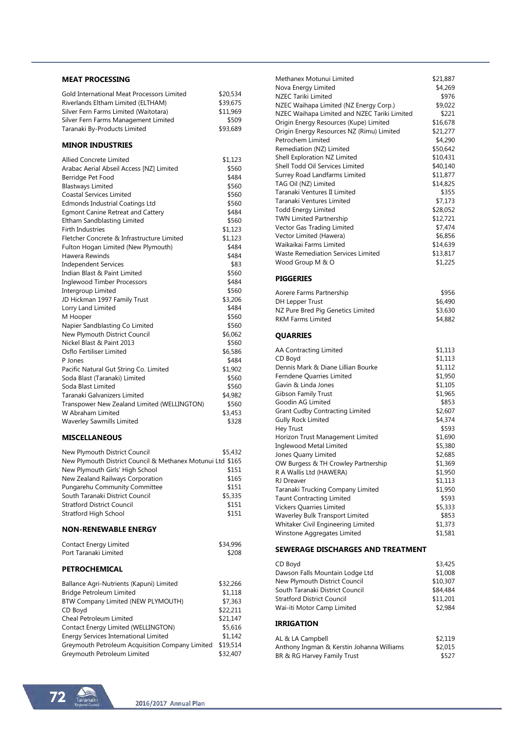## MEAT PROCESSING

| | |
|---|---|
| Gold International Meat Processors Limited | $20,534 |
| Riverlands Eltham Limited (ELTHAM) | $39,675 |
| Silver Fern Farms Limited (Waitotara) | $11,969 |
| Silver Fern Farms Management Limited | $509 |
| Taranaki By-Products Limited | $93,689 |

## MINOR INDUSTRIES

| | |
|---|---|
| Allied Concrete Limited | $1,123 |
| Arabac Aerial Abseil Access [NZ] Limited | $560 |
| Berridge Pet Food | $484 |
| Blastways Limited | $560 |
| Coastal Services Limited | $560 |
| Edmonds Industrial Coatings Ltd | $560 |
| Egmont Canine Retreat and Cattery | $484 |
| Eltham Sandblasting Limited | $560 |
| Firth Industries | $1,123 |
| Fletcher Concrete & Infrastructure Limited | $1,123 |
| Fulton Hogan Limited (New Plymouth) | $484 |
| Hawera Rewinds | $484 |
| Independent Services | $83 |
| Indian Blast & Paint Limited | $560 |
| Inglewood Timber Processors | $484 |
| Intergroup Limited | $560 |
| JD Hickman 1997 Family Trust | $3,206 |
| Lorry Land Limited | $484 |
| M Hooper | $560 |
| Napier Sandblasting Co Limited | $560 |
| New Plymouth District Council | $6,062 |
| Nickel Blast & Paint 2013 | $560 |
| Osflo Fertiliser Limited | $6,586 |
| P Jones | $484 |
| Pacific Natural Gut String Co. Limited | $1,902 |
| Soda Blast (Taranaki) Limited | $560 |
| Soda Blast Limited | $560 |
| Taranaki Galvanizers Limited | $4,982 |
| Transpower New Zealand Limited (WELLINGTON) | $560 |
| W Abraham Limited | $3,453 |
| Waverley Sawmills Limited | $328 |

## MISCELLANEOUS

| | |
|---|---|
| New Plymouth District Council | $5,432 |
| New Plymouth District Council & Methanex Motunui Ltd | $165 |
| New Plymouth Girls' High School | $151 |
| New Zealand Railways Corporation | $165 |
| Pungarehu Community Committee | $151 |
| South Taranaki District Council | $5,335 |
| Stratford District Council | $151 |
| Stratford High School | $151 |

## NON-RENEWABLE ENERGY

| | |
|---|---|
| Contact Energy Limited | $34,996 |
| Port Taranaki Limited | $208 |

## PETROCHEMICAL

| | |
|---|---|
| Ballance Agri-Nutrients (Kapuni) Limited | $32,266 |
| Bridge Petroleum Limited | $1,118 |
| BTW Company Limited (NEW PLYMOUTH) | $7,363 |
| CD Boyd | $22,211 |
| Cheal Petroleum Limited | $21,147 |
| Contact Energy Limited (WELLINGTON) | $5,616 |
| Energy Services International Limited | $1,142 |
| Greymouth Petroleum Acquisition Company Limited | $19,514 |
| Greymouth Petroleum Limited | $32,407 |
| Methanex Motunui Limited | $21,887 |
| Nova Energy Limited | $4,269 |
| NZEC Tariki Limited | $976 |
| NZEC Waihapa Limited (NZ Energy Corp.) | $9,022 |
| NZEC Waihapa Limited and NZEC Tariki Limited | $221 |
| Origin Energy Resources (Kupe) Limited | $16,678 |
| Origin Energy Resources NZ (Rimu) Limited | $21,277 |
| Petrochem Limited | $4,290 |
| Remediation (NZ) Limited | $50,642 |
| Shell Exploration NZ Limited | $10,431 |
| Shell Todd Oil Services Limited | $40,140 |
| Surrey Road Landfarms Limited | $11,877 |
| TAG Oil (NZ) Limited | $14,825 |
| Taranaki Ventures II Limited | $355 |
| Taranaki Ventures Limited | $7,173 |
| Todd Energy Limited | $28,052 |
| TWN Limited Partnership | $12,721 |
| Vector Gas Trading Limited | $7,474 |
| Vector Limited (Hawera) | $6,856 |
| Waikaikai Farms Limited | $14,639 |
| Waste Remediation Services Limited | $13,817 |
| Wood Group M & O | $1,225 |

## PIGGERIES

| | |
|---|---|
| Aorere Farms Partnership | $956 |
| DH Lepper Trust | $6,490 |
| NZ Pure Bred Pig Genetics Limited | $3,630 |
| RKM Farms Limited | $4,882 |

## QUARRIES

| | |
|---|---|
| AA Contracting Limited | $1,113 |
| CD Boyd | $1,113 |
| Dennis Mark & Diane Lillian Bourke | $1,112 |
| Ferndene Quarries Limited | $1,950 |
| Gavin & Linda Jones | $1,105 |
| Gibson Family Trust | $1,965 |
| Goodin AG Limited | $853 |
| Grant Cudby Contracting Limited | $2,607 |
| Gully Rock Limited | $4,374 |
| Hey Trust | $593 |
| Horizon Trust Management Limited | $1,690 |
| Inglewood Metal Limited | $5,380 |
| Jones Quarry Limited | $2,685 |
| OW Burgess & TH Crowley Partnership | $1,369 |
| R A Wallis Ltd (HAWERA) | $1,950 |
| RJ Dreaver | $1,113 |
| Taranaki Trucking Company Limited | $1,950 |
| Taunt Contracting Limited | $593 |
| Vickers Quarries Limited | $5,333 |
| Waverley Bulk Transport Limited | $853 |
| Whitaker Civil Engineering Limited | $1,373 |
| Winstone Aggregates Limited | $1,581 |

## SEWERAGE DISCHARGES AND TREATMENT

| | |
|---|---|
| CD Boyd | $3,425 |
| Dawson Falls Mountain Lodge Ltd | $1,008 |
| New Plymouth District Council | $10,307 |
| South Taranaki District Council | $84,484 |
| Stratford District Council | $11,201 |
| Wai-iti Motor Camp Limited | $2,984 |

## IRRIGATION

| | |
|---|---|
| AL & LA Campbell | $2,119 |
| Anthony Ingman & Kerstin Johanna Williams | $2,015 |
| BR & RG Harvey Family Trust | $527 |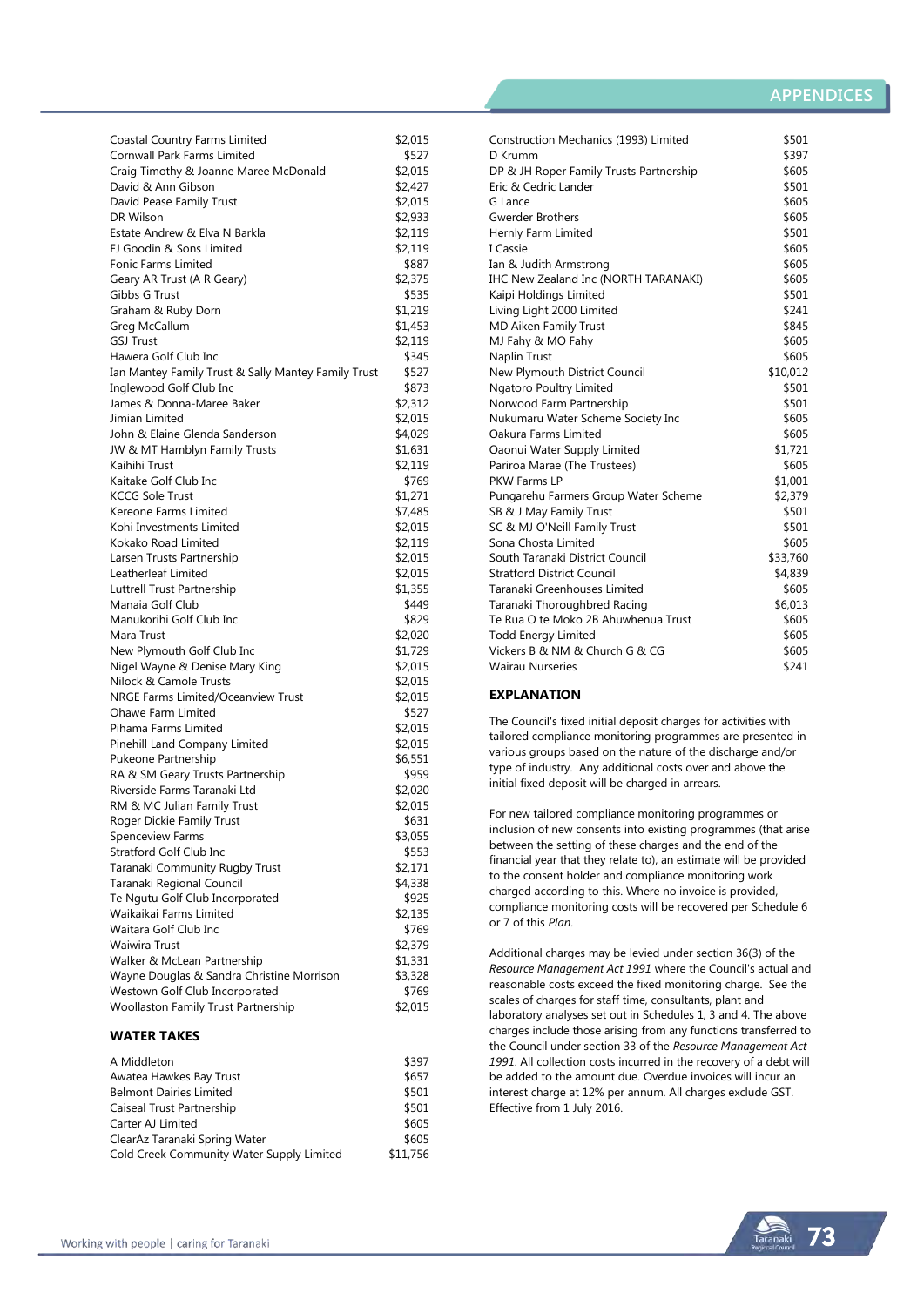| | |
|---|---|
| Coastal Country Farms Limited | $2,015 |
| Cornwall Park Farms Limited | $527 |
| Craig Timothy & Joanne Maree McDonald | $2,015 |
| David & Ann Gibson | $2,427 |
| David Pease Family Trust | $2,015 |
| DR Wilson | $2,933 |
| Estate Andrew & Elva N Barkla | $2,119 |
| FJ Goodin & Sons Limited | $2,119 |
| Fonic Farms Limited | $887 |
| Geary AR Trust (A R Geary) | $2,375 |
| Gibbs G Trust | $535 |
| Graham & Ruby Dorn | $1,219 |
| Greg McCallum | $1,453 |
| GSJ Trust | $2,119 |
| Hawera Golf Club Inc | $345 |
| Ian Mantey Family Trust & Sally Mantey Family Trust | $527 |
| Inglewood Golf Club Inc | $873 |
| James & Donna-Maree Baker | $2,312 |
| Jimian Limited | $2,015 |
| John & Elaine Glenda Sanderson | $4,029 |
| JW & MT Hamblyn Family Trusts | $1,631 |
| Kaihihi Trust | $2,119 |
| Kaitake Golf Club Inc | $769 |
| KCCG Sole Trust | $1,271 |
| Kereone Farms Limited | $7,485 |
| Kohi Investments Limited | $2,015 |
| Kokako Road Limited | $2,119 |
| Larsen Trusts Partnership | $2,015 |
| Leatherleaf Limited | $2,015 |
| Luttrell Trust Partnership | $1,355 |
| Manaia Golf Club | $449 |
| Manukorihi Golf Club Inc | $829 |
| Mara Trust | $2,020 |
| New Plymouth Golf Club Inc | $1,729 |
| Nigel Wayne & Denise Mary King | $2,015 |
| Nilock & Camole Trusts | $2,015 |
| NRGE Farms Limited/Oceanview Trust | $2,015 |
| Ohawe Farm Limited | $527 |
| Pihama Farms Limited | $2,015 |
| Pinehill Land Company Limited | $2,015 |
| Pukeone Partnership | $6,551 |
| RA & SM Geary Trusts Partnership | $959 |
| Riverside Farms Taranaki Ltd | $2,020 |
| RM & MC Julian Family Trust | $2,015 |
| Roger Dickie Family Trust | $631 |
| Spenceview Farms | $3,055 |
| Stratford Golf Club Inc | $553 |
| Taranaki Community Rugby Trust | $2,171 |
| Taranaki Regional Council | $4,338 |
| Te Ngutu Golf Club Incorporated | $925 |
| Waikaikai Farms Limited | $2,135 |
| Waitara Golf Club Inc | $769 |
| Waiwira Trust | $2,379 |
| Walker & McLean Partnership | $1,331 |
| Wayne Douglas & Sandra Christine Morrison | $3,328 |
| Westown Golf Club Incorporated | $769 |
| Woollaston Family Trust Partnership | $2,015 |

## WATER TAKES

| | |
|---|---|
| A Middleton | $397 |
| Awatea Hawkes Bay Trust | $657 |
| Belmont Dairies Limited | $501 |
| Caiseal Trust Partnership | $501 |
| Carter AJ Limited | $605 |
| ClearAz Taranaki Spring Water | $605 |
| Cold Creek Community Water Supply Limited | $11,756 |
| Construction Mechanics (1993) Limited | $501 |
| D Krumm | $397 |
| DP & JH Roper Family Trusts Partnership | $605 |
| Eric & Cedric Lander | $501 |
| G Lance | $605 |
| Gwerder Brothers | $605 |
| Hernly Farm Limited | $501 |
| I Cassie | $605 |
| Ian & Judith Armstrong | $605 |
| IHC New Zealand Inc (NORTH TARANAKI) | $605 |
| Kaipi Holdings Limited | $501 |
| Living Light 2000 Limited | $241 |
| MD Aiken Family Trust | $845 |
| MJ Fahy & MO Fahy | $605 |
| Naplin Trust | $605 |
| New Plymouth District Council | $10,012 |
| Ngatoro Poultry Limited | $501 |
| Norwood Farm Partnership | $501 |
| Nukumaru Water Scheme Society Inc | $605 |
| Oakura Farms Limited | $605 |
| Oaonui Water Supply Limited | $1,721 |
| Pariroa Marae (The Trustees) | $605 |
| PKW Farms LP | $1,001 |
| Pungarehu Farmers Group Water Scheme | $2,379 |
| SB & J May Family Trust | $501 |
| SC & MJ O'Neill Family Trust | $501 |
| Sona Chosta Limited | $605 |
| South Taranaki District Council | $33,760 |
| Stratford District Council | $4,839 |
| Taranaki Greenhouses Limited | $605 |
| Taranaki Thoroughbred Racing | $6,013 |
| Te Rua O te Moko 2B Ahuwhenua Trust | $605 |
| Todd Energy Limited | $605 |
| Vickers B & NM & Church G & CG | $605 |
| Wairau Nurseries | $241 |

## EXPLANATION

The Council's fixed initial deposit charges for activities with tailored compliance monitoring programmes are presented in various groups based on the nature of the discharge and/or type of industry. Any additional costs over and above the initial fixed deposit will be charged in arrears.

For new tailored compliance monitoring programmes or inclusion of new consents into existing programmes (that arise between the setting of these charges and the end of the financial year that they relate to), an estimate will be provided to the consent holder and compliance monitoring work charged according to this. Where no invoice is provided, compliance monitoring costs will be recovered per Schedule 6 or 7 of this *Plan*.

Additional charges may be levied under section 36(3) of the *Resource Management Act 1991* where the Council's actual and reasonable costs exceed the fixed monitoring charge. See the scales of charges for staff time, consultants, plant and laboratory analyses set out in Schedules 1, 3 and 4. The above charges include those arising from any functions transferred to the Council under section 33 of the *Resource Management Act 1991*. All collection costs incurred in the recovery of a debt will be added to the amount due. Overdue invoices will incur an interest charge at 12% per annum. All charges exclude GST. Effective from 1 July 2016.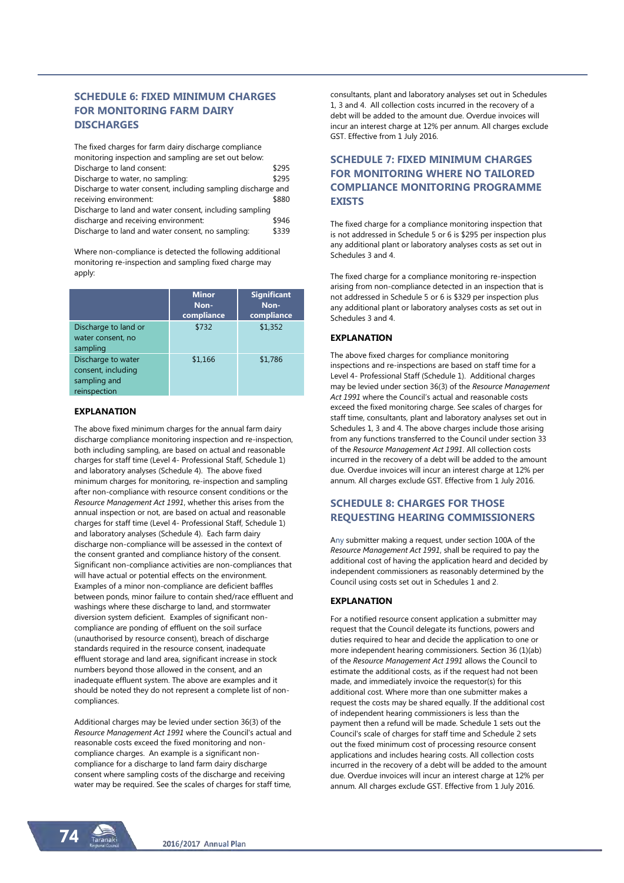## SCHEDULE 6: FIXED MINIMUM CHARGES FOR MONITORING FARM DAIRY DISCHARGES

The fixed charges for farm dairy discharge compliance monitoring inspection and sampling are set out below:

| | |
|---|---|
| Discharge to land consent: | $295 |
| Discharge to water, no sampling: | $295 |
| Discharge to water consent, including sampling discharge and receiving environment: | $880 |
| Discharge to land and water consent, including sampling discharge and receiving environment: | $946 |
| Discharge to land and water consent, no sampling: | $339 |

Where non-compliance is detected the following additional monitoring re-inspection and sampling fixed charge may apply:

| | Minor Non-compliance | Significant Non-compliance |
|---|---|---|
| Discharge to land or water consent, no sampling | $732 | $1,352 |
| Discharge to water consent, including sampling and reinspection | $1,166 | $1,786 |

### EXPLANATION

The above fixed minimum charges for the annual farm dairy discharge compliance monitoring inspection and re-inspection, both including sampling, are based on actual and reasonable charges for staff time (Level 4- Professional Staff, Schedule 1) and laboratory analyses (Schedule 4). The above fixed minimum charges for monitoring, re-inspection and sampling after non-compliance with resource consent conditions or the *Resource Management Act 1991*, whether this arises from the annual inspection or not, are based on actual and reasonable charges for staff time (Level 4- Professional Staff, Schedule 1) and laboratory analyses (Schedule 4). Each farm dairy discharge non-compliance will be assessed in the context of the consent granted and compliance history of the consent. Significant non-compliance activities are non-compliances that will have actual or potential effects on the environment. Examples of a minor non-compliance are deficient baffles between ponds, minor failure to contain shed/race effluent and washings where these discharge to land, and stormwater diversion system deficient. Examples of significant non-compliance are ponding of effluent on the soil surface (unauthorised by resource consent), breach of discharge standards required in the resource consent, inadequate effluent storage and land area, significant increase in stock numbers beyond those allowed in the consent, and an inadequate effluent system. The above are examples and it should be noted they do not represent a complete list of non-compliances.

Additional charges may be levied under section 36(3) of the *Resource Management Act 1991* where the Council's actual and reasonable costs exceed the fixed monitoring and non-compliance charges. An example is a significant non-compliance for a discharge to land farm dairy discharge consent where sampling costs of the discharge and receiving water may be required. See the scales of charges for staff time, consultants, plant and laboratory analyses set out in Schedules 1, 3 and 4. All collection costs incurred in the recovery of a debt will be added to the amount due. Overdue invoices will incur an interest charge at 12% per annum. All charges exclude GST. Effective from 1 July 2016.

## SCHEDULE 7: FIXED MINIMUM CHARGES FOR MONITORING WHERE NO TAILORED COMPLIANCE MONITORING PROGRAMME EXISTS

The fixed charge for a compliance monitoring inspection that is not addressed in Schedule 5 or 6 is $295 per inspection plus any additional plant or laboratory analyses costs as set out in Schedules 3 and 4.

The fixed charge for a compliance monitoring re-inspection arising from non-compliance detected in an inspection that is not addressed in Schedule 5 or 6 is $329 per inspection plus any additional plant or laboratory analyses costs as set out in Schedules 3 and 4.

### EXPLANATION

The above fixed charges for compliance monitoring inspections and re-inspections are based on staff time for a Level 4- Professional Staff (Schedule 1). Additional charges may be levied under section 36(3) of the *Resource Management Act 1991* where the Council's actual and reasonable costs exceed the fixed monitoring charge. See scales of charges for staff time, consultants, plant and laboratory analyses set out in Schedules 1, 3 and 4. The above charges include those arising from any functions transferred to the Council under section 33 of the *Resource Management Act 1991*. All collection costs incurred in the recovery of a debt will be added to the amount due. Overdue invoices will incur an interest charge at 12% per annum. All charges exclude GST. Effective from 1 July 2016.

## SCHEDULE 8: CHARGES FOR THOSE REQUESTING HEARING COMMISSIONERS

Any submitter making a request, under section 100A of the *Resource Management Act 1991*, shall be required to pay the additional cost of having the application heard and decided by independent commissioners as reasonably determined by the Council using costs set out in Schedules 1 and 2.

### EXPLANATION

For a notified resource consent application a submitter may request that the Council delegate its functions, powers and duties required to hear and decide the application to one or more independent hearing commissioners. Section 36 (1)(ab) of the *Resource Management Act 1991* allows the Council to estimate the additional costs, as if the request had not been made, and immediately invoice the requestor(s) for this additional cost. Where more than one submitter makes a request the costs may be shared equally. If the additional cost of independent hearing commissioners is less than the payment then a refund will be made. Schedule 1 sets out the Council's scale of charges for staff time and Schedule 2 sets out the fixed minimum cost of processing resource consent applications and includes hearing costs. All collection costs incurred in the recovery of a debt will be added to the amount due. Overdue invoices will incur an interest charge at 12% per annum. All charges exclude GST. Effective from 1 July 2016.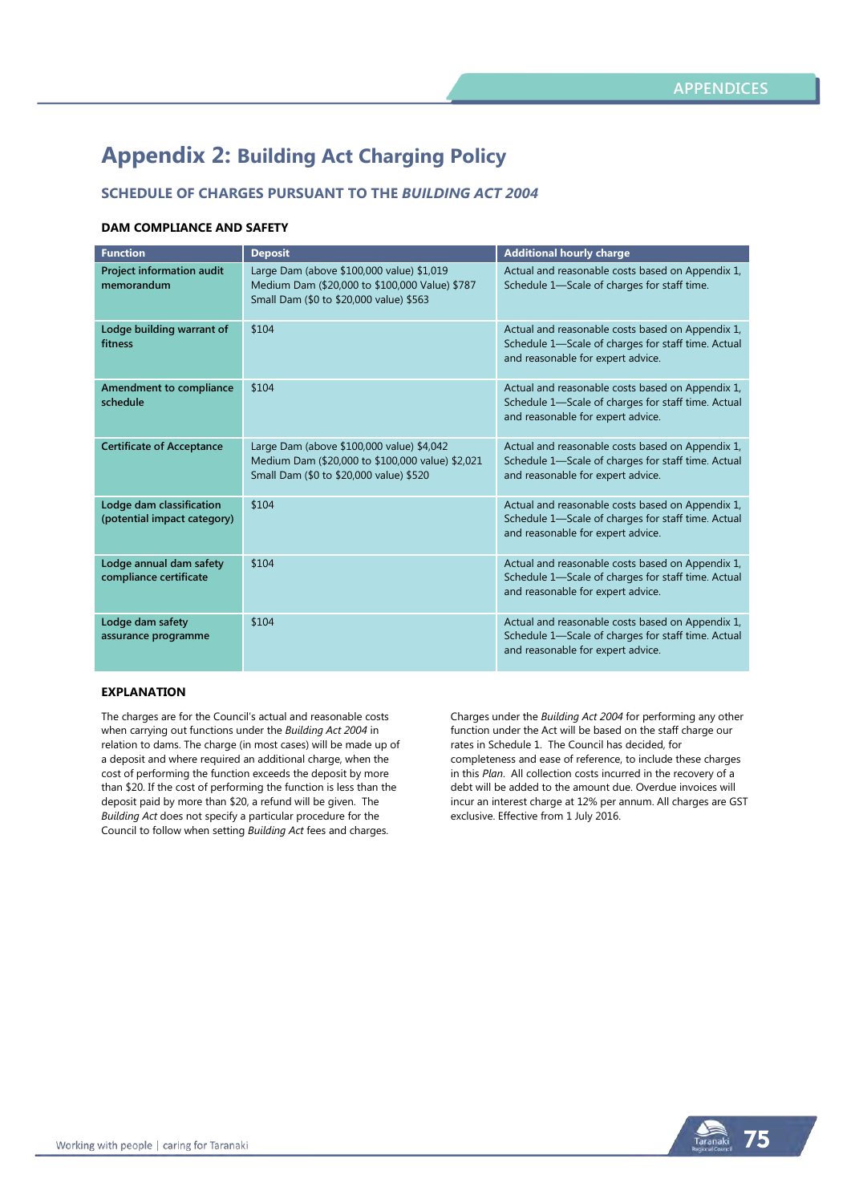# Appendix 2: Building Act Charging Policy

## SCHEDULE OF CHARGES PURSUANT TO THE *BUILDING ACT 2004*

### DAM COMPLIANCE AND SAFETY

| Function | Deposit | Additional hourly charge |
|---|---|---|
| **Project information audit memorandum** | Large Dam (above $100,000 value) $1,019<br>Medium Dam ($20,000 to $100,000 Value) $787<br>Small Dam ($0 to $20,000 value) $563 | Actual and reasonable costs based on Appendix 1, Schedule 1—Scale of charges for staff time. |
| **Lodge building warrant of fitness** | $104 | Actual and reasonable costs based on Appendix 1, Schedule 1—Scale of charges for staff time. Actual and reasonable for expert advice. |
| **Amendment to compliance schedule** | $104 | Actual and reasonable costs based on Appendix 1, Schedule 1—Scale of charges for staff time. Actual and reasonable for expert advice. |
| **Certificate of Acceptance** | Large Dam (above $100,000 value) $4,042<br>Medium Dam ($20,000 to $100,000 value) $2,021<br>Small Dam ($0 to $20,000 value) $520 | Actual and reasonable costs based on Appendix 1, Schedule 1—Scale of charges for staff time. Actual and reasonable for expert advice. |
| **Lodge dam classification (potential impact category)** | $104 | Actual and reasonable costs based on Appendix 1, Schedule 1—Scale of charges for staff time. Actual and reasonable for expert advice. |
| **Lodge annual dam safety compliance certificate** | $104 | Actual and reasonable costs based on Appendix 1, Schedule 1—Scale of charges for staff time. Actual and reasonable for expert advice. |
| **Lodge dam safety assurance programme** | $104 | Actual and reasonable costs based on Appendix 1, Schedule 1—Scale of charges for staff time. Actual and reasonable for expert advice. |

### EXPLANATION

The charges are for the Council's actual and reasonable costs when carrying out functions under the *Building Act 2004* in relation to dams. The charge (in most cases) will be made up of a deposit and where required an additional charge, when the cost of performing the function exceeds the deposit by more than $20. If the cost of performing the function is less than the deposit paid by more than $20, a refund will be given. The *Building Act* does not specify a particular procedure for the Council to follow when setting *Building Act* fees and charges.

Charges under the *Building Act 2004* for performing any other function under the Act will be based on the staff charge our rates in Schedule 1. The Council has decided, for completeness and ease of reference, to include these charges in this *Plan*. All collection costs incurred in the recovery of a debt will be added to the amount due. Overdue invoices will incur an interest charge at 12% per annum. All charges are GST exclusive. Effective from 1 July 2016.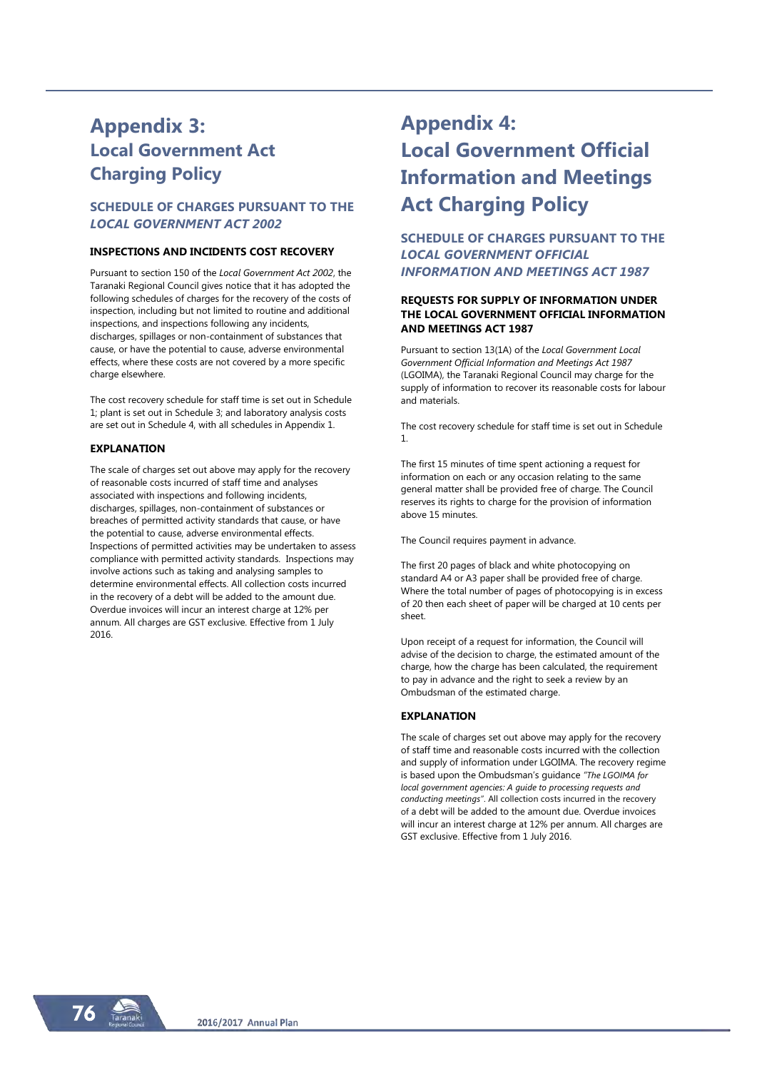# Appendix 3: Local Government Act Charging Policy

## SCHEDULE OF CHARGES PURSUANT TO THE *LOCAL GOVERNMENT ACT 2002*

### INSPECTIONS AND INCIDENTS COST RECOVERY

Pursuant to section 150 of the *Local Government Act 2002*, the Taranaki Regional Council gives notice that it has adopted the following schedules of charges for the recovery of the costs of inspection, including but not limited to routine and additional inspections, and inspections following any incidents, discharges, spillages or non-containment of substances that cause, or have the potential to cause, adverse environmental effects, where these costs are not covered by a more specific charge elsewhere.

The cost recovery schedule for staff time is set out in Schedule 1; plant is set out in Schedule 3; and laboratory analysis costs are set out in Schedule 4, with all schedules in Appendix 1.

### EXPLANATION

The scale of charges set out above may apply for the recovery of reasonable costs incurred of staff time and analyses associated with inspections and following incidents, discharges, spillages, non-containment of substances or breaches of permitted activity standards that cause, or have the potential to cause, adverse environmental effects. Inspections of permitted activities may be undertaken to assess compliance with permitted activity standards. Inspections may involve actions such as taking and analysing samples to determine environmental effects. All collection costs incurred in the recovery of a debt will be added to the amount due. Overdue invoices will incur an interest charge at 12% per annum. All charges are GST exclusive. Effective from 1 July 2016.

# Appendix 4: Local Government Official Information and Meetings Act Charging Policy

## SCHEDULE OF CHARGES PURSUANT TO THE *LOCAL GOVERNMENT OFFICIAL INFORMATION AND MEETINGS ACT 1987*

### REQUESTS FOR SUPPLY OF INFORMATION UNDER THE LOCAL GOVERNMENT OFFICIAL INFORMATION AND MEETINGS ACT 1987

Pursuant to section 13(1A) of the *Local Government Local Government Official Information and Meetings Act 1987* (LGOIMA), the Taranaki Regional Council may charge for the supply of information to recover its reasonable costs for labour and materials.

The cost recovery schedule for staff time is set out in Schedule 1.

The first 15 minutes of time spent actioning a request for information on each or any occasion relating to the same general matter shall be provided free of charge. The Council reserves its rights to charge for the provision of information above 15 minutes.

The Council requires payment in advance.

The first 20 pages of black and white photocopying on standard A4 or A3 paper shall be provided free of charge. Where the total number of pages of photocopying is in excess of 20 then each sheet of paper will be charged at 10 cents per sheet.

Upon receipt of a request for information, the Council will advise of the decision to charge, the estimated amount of the charge, how the charge has been calculated, the requirement to pay in advance and the right to seek a review by an Ombudsman of the estimated charge.

### EXPLANATION

The scale of charges set out above may apply for the recovery of staff time and reasonable costs incurred with the collection and supply of information under LGOIMA. The recovery regime is based upon the Ombudsman's guidance *"The LGOIMA for local government agencies: A guide to processing requests and conducting meetings"*. All collection costs incurred in the recovery of a debt will be added to the amount due. Overdue invoices will incur an interest charge at 12% per annum. All charges are GST exclusive. Effective from 1 July 2016.